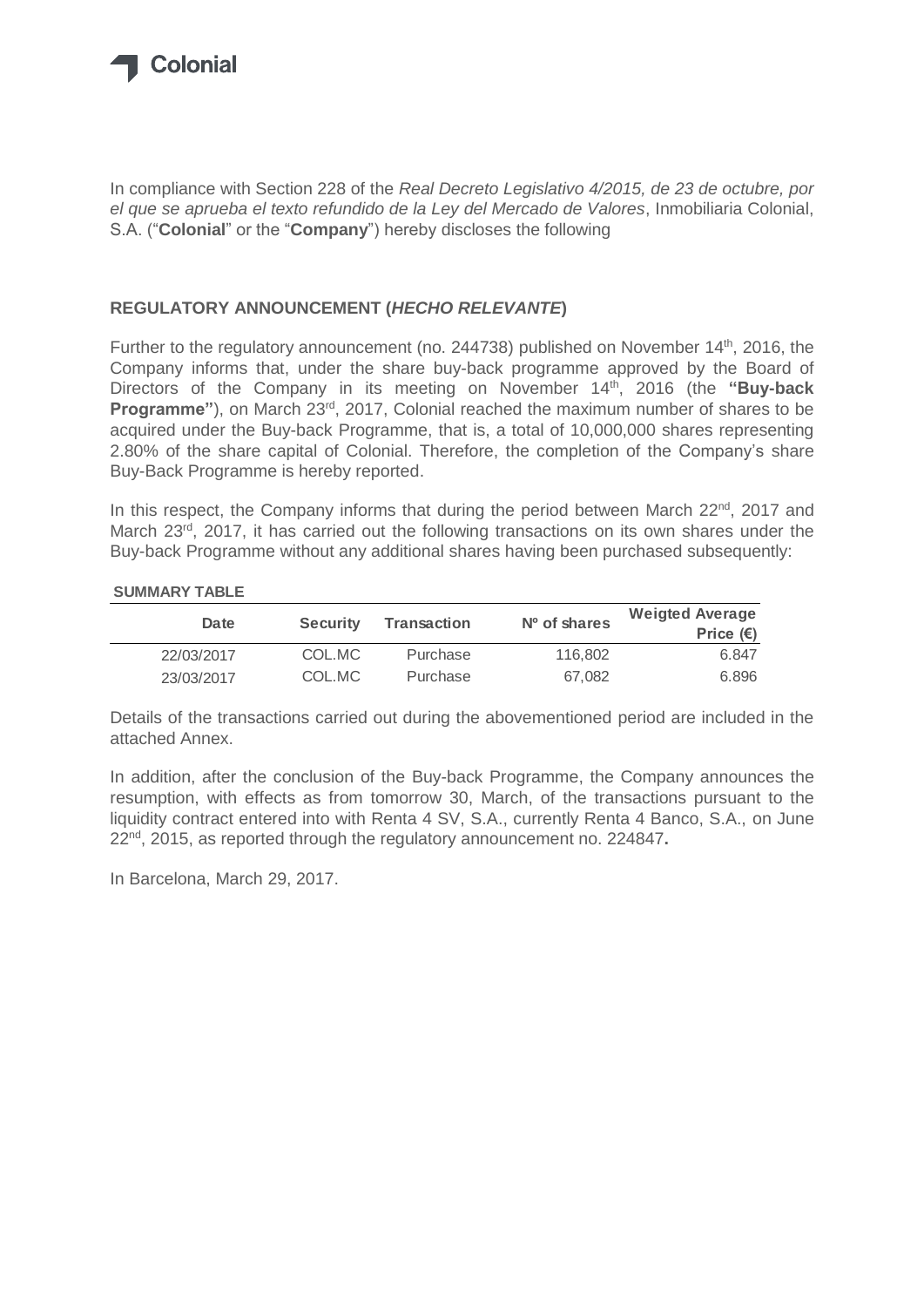Colonial

In compliance with Section 228 of the *Real Decreto Legislativo 4/2015, de 23 de octubre, por el que se aprueba el texto refundido de la Ley del Mercado de Valores*, Inmobiliaria Colonial, S.A. ("**Colonial**" or the "**Company**") hereby discloses the following

## REGULATORY ANNOUNCEMENT (*HECHO RELEVANTE*)

Further to the regulatory announcement (no. 244738) published on November 14th, 2016, the Company informs that, under the share buy-back programme approved by the Board of Directors of the Company in its meeting on November 14th, 2016 (the **"Buy-back Programme"**), on March 23rd, 2017, Colonial reached the maximum number of shares to be acquired under the Buy-back Programme, that is, a total of 10,000,000 shares representing 2.80% of the share capital of Colonial. Therefore, the completion of the Company's share Buy-Back Programme is hereby reported.

In this respect, the Company informs that during the period between March 22nd, 2017 and March 23rd, 2017, it has carried out the following transactions on its own shares under the Buy-back Programme without any additional shares having been purchased subsequently:

**SUMMARY TABLE**

| Date | Security | Transaction | Nº of shares | Weigted Average Price (€) |
|---|---|---|---|---|
| 22/03/2017 | COL.MC | Purchase | 116,802 | 6.847 |
| 23/03/2017 | COL.MC | Purchase | 67,082 | 6.896 |

Details of the transactions carried out during the abovementioned period are included in the attached Annex.

In addition, after the conclusion of the Buy-back Programme, the Company announces the resumption, with effects as from tomorrow 30, March, of the transactions pursuant to the liquidity contract entered into with Renta 4 SV, S.A., currently Renta 4 Banco, S.A., on June 22nd, 2015, as reported through the regulatory announcement no. 224847**.**

In Barcelona, March 29, 2017.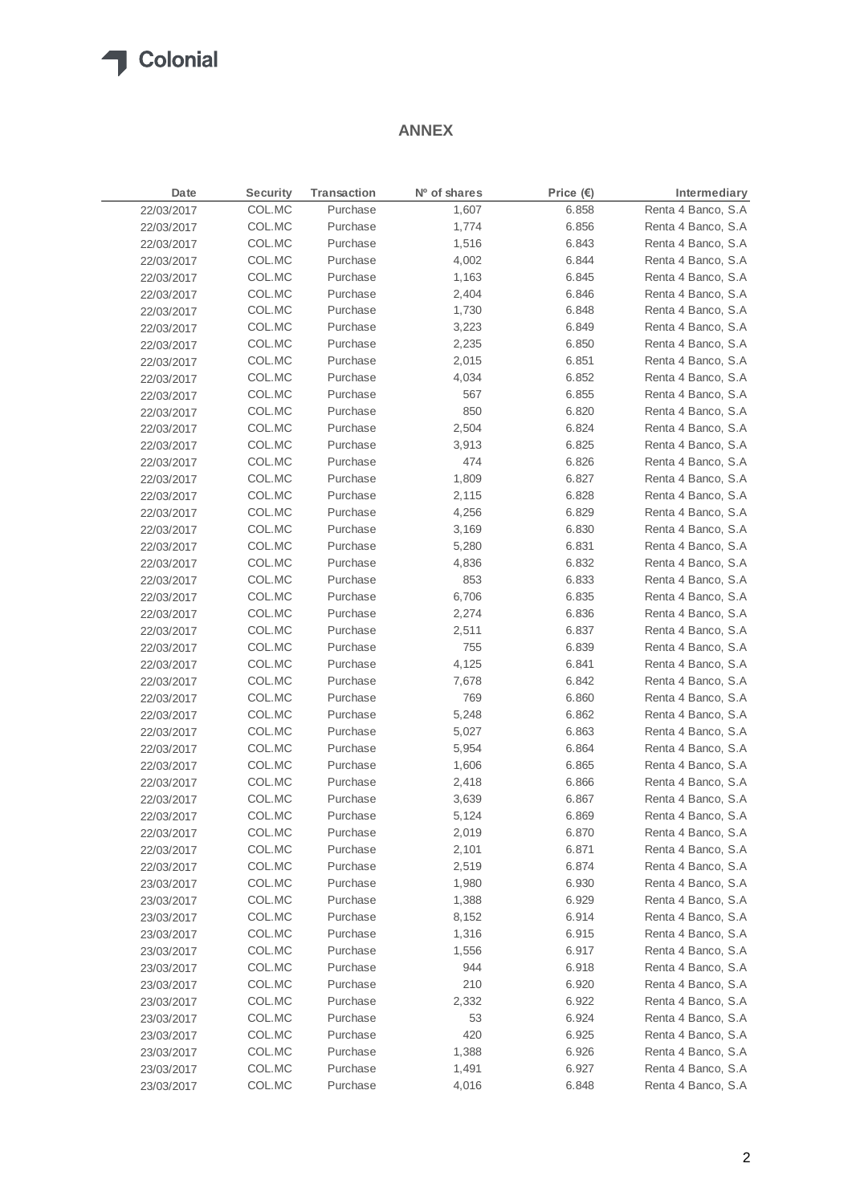## ANNEX

| Date | Security | Transaction | Nº of shares | Price (€) | Intermediary |
|---|---|---|---|---|---|
| 22/03/2017 | COL.MC | Purchase | 1,607 | 6.858 | Renta 4 Banco, S.A |
| 22/03/2017 | COL.MC | Purchase | 1,774 | 6.856 | Renta 4 Banco, S.A |
| 22/03/2017 | COL.MC | Purchase | 1,516 | 6.843 | Renta 4 Banco, S.A |
| 22/03/2017 | COL.MC | Purchase | 4,002 | 6.844 | Renta 4 Banco, S.A |
| 22/03/2017 | COL.MC | Purchase | 1,163 | 6.845 | Renta 4 Banco, S.A |
| 22/03/2017 | COL.MC | Purchase | 2,404 | 6.846 | Renta 4 Banco, S.A |
| 22/03/2017 | COL.MC | Purchase | 1,730 | 6.848 | Renta 4 Banco, S.A |
| 22/03/2017 | COL.MC | Purchase | 3,223 | 6.849 | Renta 4 Banco, S.A |
| 22/03/2017 | COL.MC | Purchase | 2,235 | 6.850 | Renta 4 Banco, S.A |
| 22/03/2017 | COL.MC | Purchase | 2,015 | 6.851 | Renta 4 Banco, S.A |
| 22/03/2017 | COL.MC | Purchase | 4,034 | 6.852 | Renta 4 Banco, S.A |
| 22/03/2017 | COL.MC | Purchase | 567 | 6.855 | Renta 4 Banco, S.A |
| 22/03/2017 | COL.MC | Purchase | 850 | 6.820 | Renta 4 Banco, S.A |
| 22/03/2017 | COL.MC | Purchase | 2,504 | 6.824 | Renta 4 Banco, S.A |
| 22/03/2017 | COL.MC | Purchase | 3,913 | 6.825 | Renta 4 Banco, S.A |
| 22/03/2017 | COL.MC | Purchase | 474 | 6.826 | Renta 4 Banco, S.A |
| 22/03/2017 | COL.MC | Purchase | 1,809 | 6.827 | Renta 4 Banco, S.A |
| 22/03/2017 | COL.MC | Purchase | 2,115 | 6.828 | Renta 4 Banco, S.A |
| 22/03/2017 | COL.MC | Purchase | 4,256 | 6.829 | Renta 4 Banco, S.A |
| 22/03/2017 | COL.MC | Purchase | 3,169 | 6.830 | Renta 4 Banco, S.A |
| 22/03/2017 | COL.MC | Purchase | 5,280 | 6.831 | Renta 4 Banco, S.A |
| 22/03/2017 | COL.MC | Purchase | 4,836 | 6.832 | Renta 4 Banco, S.A |
| 22/03/2017 | COL.MC | Purchase | 853 | 6.833 | Renta 4 Banco, S.A |
| 22/03/2017 | COL.MC | Purchase | 6,706 | 6.835 | Renta 4 Banco, S.A |
| 22/03/2017 | COL.MC | Purchase | 2,274 | 6.836 | Renta 4 Banco, S.A |
| 22/03/2017 | COL.MC | Purchase | 2,511 | 6.837 | Renta 4 Banco, S.A |
| 22/03/2017 | COL.MC | Purchase | 755 | 6.839 | Renta 4 Banco, S.A |
| 22/03/2017 | COL.MC | Purchase | 4,125 | 6.841 | Renta 4 Banco, S.A |
| 22/03/2017 | COL.MC | Purchase | 7,678 | 6.842 | Renta 4 Banco, S.A |
| 22/03/2017 | COL.MC | Purchase | 769 | 6.860 | Renta 4 Banco, S.A |
| 22/03/2017 | COL.MC | Purchase | 5,248 | 6.862 | Renta 4 Banco, S.A |
| 22/03/2017 | COL.MC | Purchase | 5,027 | 6.863 | Renta 4 Banco, S.A |
| 22/03/2017 | COL.MC | Purchase | 5,954 | 6.864 | Renta 4 Banco, S.A |
| 22/03/2017 | COL.MC | Purchase | 1,606 | 6.865 | Renta 4 Banco, S.A |
| 22/03/2017 | COL.MC | Purchase | 2,418 | 6.866 | Renta 4 Banco, S.A |
| 22/03/2017 | COL.MC | Purchase | 3,639 | 6.867 | Renta 4 Banco, S.A |
| 22/03/2017 | COL.MC | Purchase | 5,124 | 6.869 | Renta 4 Banco, S.A |
| 22/03/2017 | COL.MC | Purchase | 2,019 | 6.870 | Renta 4 Banco, S.A |
| 22/03/2017 | COL.MC | Purchase | 2,101 | 6.871 | Renta 4 Banco, S.A |
| 22/03/2017 | COL.MC | Purchase | 2,519 | 6.874 | Renta 4 Banco, S.A |
| 23/03/2017 | COL.MC | Purchase | 1,980 | 6.930 | Renta 4 Banco, S.A |
| 23/03/2017 | COL.MC | Purchase | 1,388 | 6.929 | Renta 4 Banco, S.A |
| 23/03/2017 | COL.MC | Purchase | 8,152 | 6.914 | Renta 4 Banco, S.A |
| 23/03/2017 | COL.MC | Purchase | 1,316 | 6.915 | Renta 4 Banco, S.A |
| 23/03/2017 | COL.MC | Purchase | 1,556 | 6.917 | Renta 4 Banco, S.A |
| 23/03/2017 | COL.MC | Purchase | 944 | 6.918 | Renta 4 Banco, S.A |
| 23/03/2017 | COL.MC | Purchase | 210 | 6.920 | Renta 4 Banco, S.A |
| 23/03/2017 | COL.MC | Purchase | 2,332 | 6.922 | Renta 4 Banco, S.A |
| 23/03/2017 | COL.MC | Purchase | 53 | 6.924 | Renta 4 Banco, S.A |
| 23/03/2017 | COL.MC | Purchase | 420 | 6.925 | Renta 4 Banco, S.A |
| 23/03/2017 | COL.MC | Purchase | 1,388 | 6.926 | Renta 4 Banco, S.A |
| 23/03/2017 | COL.MC | Purchase | 1,491 | 6.927 | Renta 4 Banco, S.A |
| 23/03/2017 | COL.MC | Purchase | 4,016 | 6.848 | Renta 4 Banco, S.A |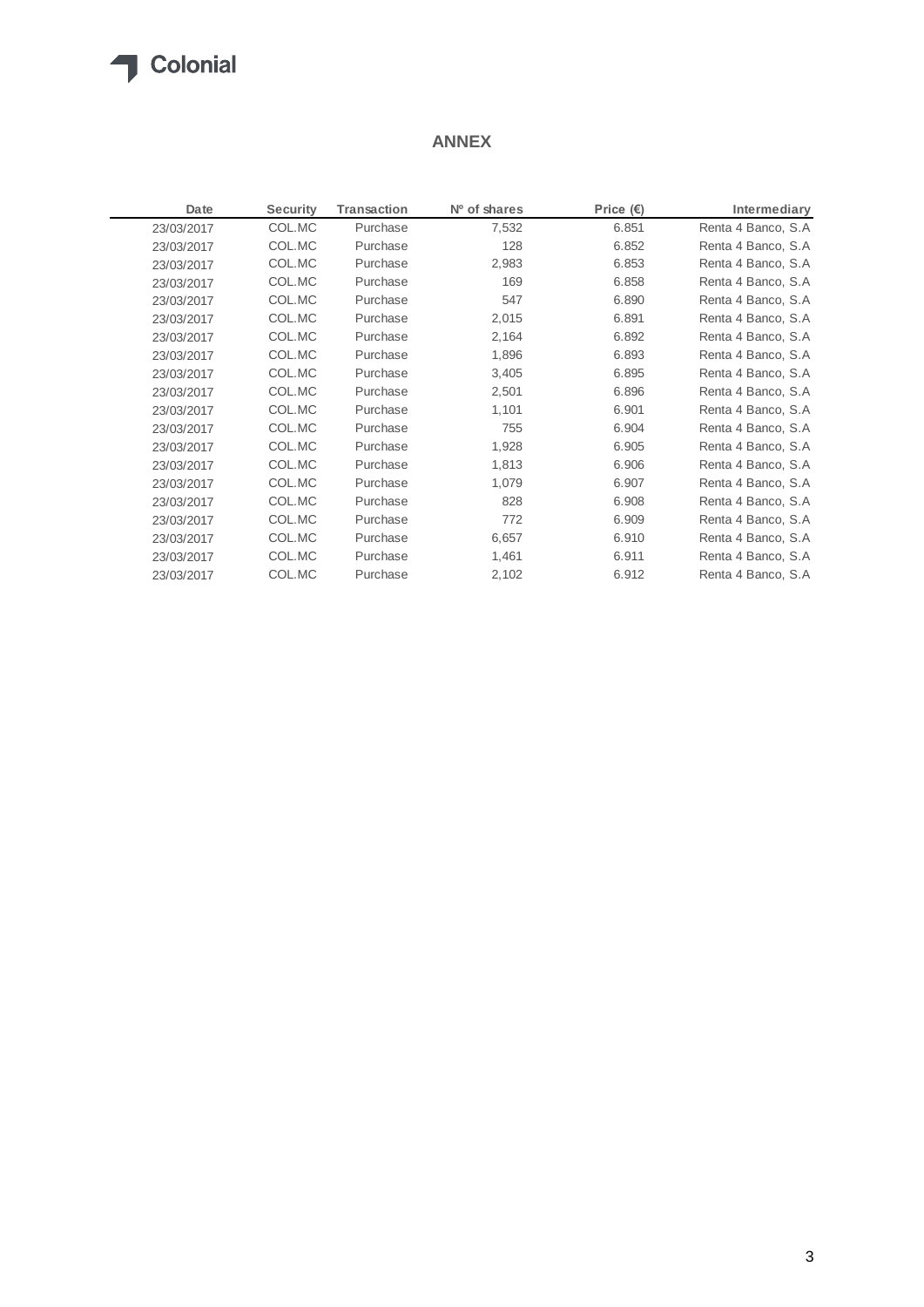## ANNEX

| Date | Security | Transaction | Nº of shares | Price (€) | Intermediary |
|---|---|---|---|---|---|
| 23/03/2017 | COL.MC | Purchase | 7,532 | 6.851 | Renta 4 Banco, S.A |
| 23/03/2017 | COL.MC | Purchase | 128 | 6.852 | Renta 4 Banco, S.A |
| 23/03/2017 | COL.MC | Purchase | 2,983 | 6.853 | Renta 4 Banco, S.A |
| 23/03/2017 | COL.MC | Purchase | 169 | 6.858 | Renta 4 Banco, S.A |
| 23/03/2017 | COL.MC | Purchase | 547 | 6.890 | Renta 4 Banco, S.A |
| 23/03/2017 | COL.MC | Purchase | 2,015 | 6.891 | Renta 4 Banco, S.A |
| 23/03/2017 | COL.MC | Purchase | 2,164 | 6.892 | Renta 4 Banco, S.A |
| 23/03/2017 | COL.MC | Purchase | 1,896 | 6.893 | Renta 4 Banco, S.A |
| 23/03/2017 | COL.MC | Purchase | 3,405 | 6.895 | Renta 4 Banco, S.A |
| 23/03/2017 | COL.MC | Purchase | 2,501 | 6.896 | Renta 4 Banco, S.A |
| 23/03/2017 | COL.MC | Purchase | 1,101 | 6.901 | Renta 4 Banco, S.A |
| 23/03/2017 | COL.MC | Purchase | 755 | 6.904 | Renta 4 Banco, S.A |
| 23/03/2017 | COL.MC | Purchase | 1,928 | 6.905 | Renta 4 Banco, S.A |
| 23/03/2017 | COL.MC | Purchase | 1,813 | 6.906 | Renta 4 Banco, S.A |
| 23/03/2017 | COL.MC | Purchase | 1,079 | 6.907 | Renta 4 Banco, S.A |
| 23/03/2017 | COL.MC | Purchase | 828 | 6.908 | Renta 4 Banco, S.A |
| 23/03/2017 | COL.MC | Purchase | 772 | 6.909 | Renta 4 Banco, S.A |
| 23/03/2017 | COL.MC | Purchase | 6,657 | 6.910 | Renta 4 Banco, S.A |
| 23/03/2017 | COL.MC | Purchase | 1,461 | 6.911 | Renta 4 Banco, S.A |
| 23/03/2017 | COL.MC | Purchase | 2,102 | 6.912 | Renta 4 Banco, S.A |